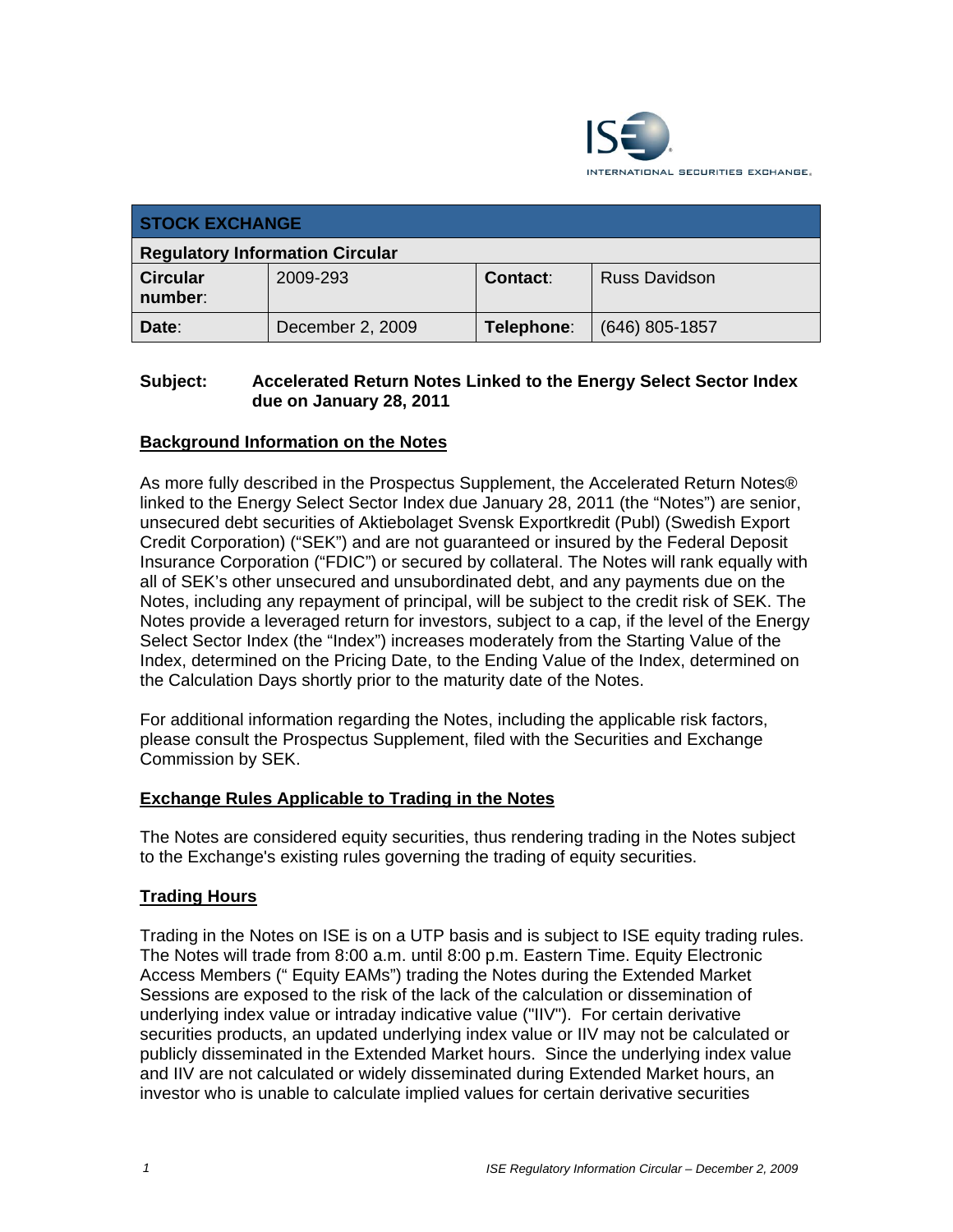INTERNATIONAL SECURITIES EXCHANGE.

| STOCK EXCHANGE | | | |
|---|---|---|---|
| **Regulatory Information Circular** | | | |
| **Circular number:** | 2009-293 | **Contact:** | Russ Davidson |
| **Date:** | December 2, 2009 | **Telephone:** | (646) 805-1857 |

**Subject: Accelerated Return Notes Linked to the Energy Select Sector Index due on January 28, 2011**

## Background Information on the Notes

As more fully described in the Prospectus Supplement, the Accelerated Return Notes® linked to the Energy Select Sector Index due January 28, 2011 (the "Notes") are senior, unsecured debt securities of Aktiebolaget Svensk Exportkredit (Publ) (Swedish Export Credit Corporation) ("SEK") and are not guaranteed or insured by the Federal Deposit Insurance Corporation ("FDIC") or secured by collateral. The Notes will rank equally with all of SEK's other unsecured and unsubordinated debt, and any payments due on the Notes, including any repayment of principal, will be subject to the credit risk of SEK. The Notes provide a leveraged return for investors, subject to a cap, if the level of the Energy Select Sector Index (the "Index") increases moderately from the Starting Value of the Index, determined on the Pricing Date, to the Ending Value of the Index, determined on the Calculation Days shortly prior to the maturity date of the Notes.

For additional information regarding the Notes, including the applicable risk factors, please consult the Prospectus Supplement, filed with the Securities and Exchange Commission by SEK.

## Exchange Rules Applicable to Trading in the Notes

The Notes are considered equity securities, thus rendering trading in the Notes subject to the Exchange's existing rules governing the trading of equity securities.

## Trading Hours

Trading in the Notes on ISE is on a UTP basis and is subject to ISE equity trading rules. The Notes will trade from 8:00 a.m. until 8:00 p.m. Eastern Time. Equity Electronic Access Members (" Equity EAMs") trading the Notes during the Extended Market Sessions are exposed to the risk of the lack of the calculation or dissemination of underlying index value or intraday indicative value ("IIV"). For certain derivative securities products, an updated underlying index value or IIV may not be calculated or publicly disseminated in the Extended Market hours. Since the underlying index value and IIV are not calculated or widely disseminated during Extended Market hours, an investor who is unable to calculate implied values for certain derivative securities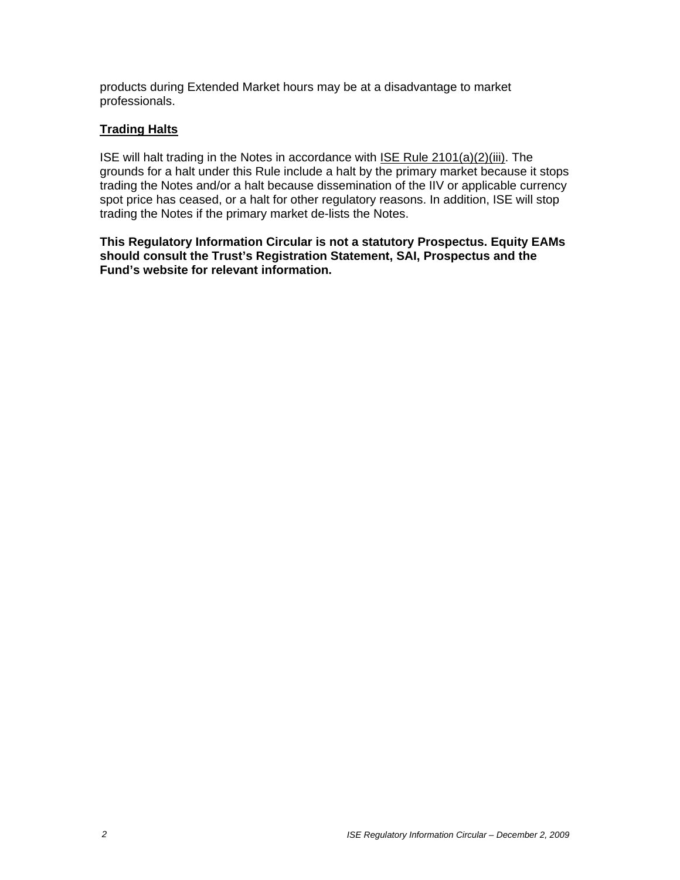products during Extended Market hours may be at a disadvantage to market professionals.

## Trading Halts

ISE will halt trading in the Notes in accordance with ISE Rule 2101(a)(2)(iii). The grounds for a halt under this Rule include a halt by the primary market because it stops trading the Notes and/or a halt because dissemination of the IIV or applicable currency spot price has ceased, or a halt for other regulatory reasons. In addition, ISE will stop trading the Notes if the primary market de-lists the Notes.

**This Regulatory Information Circular is not a statutory Prospectus. Equity EAMs should consult the Trust's Registration Statement, SAI, Prospectus and the Fund's website for relevant information.**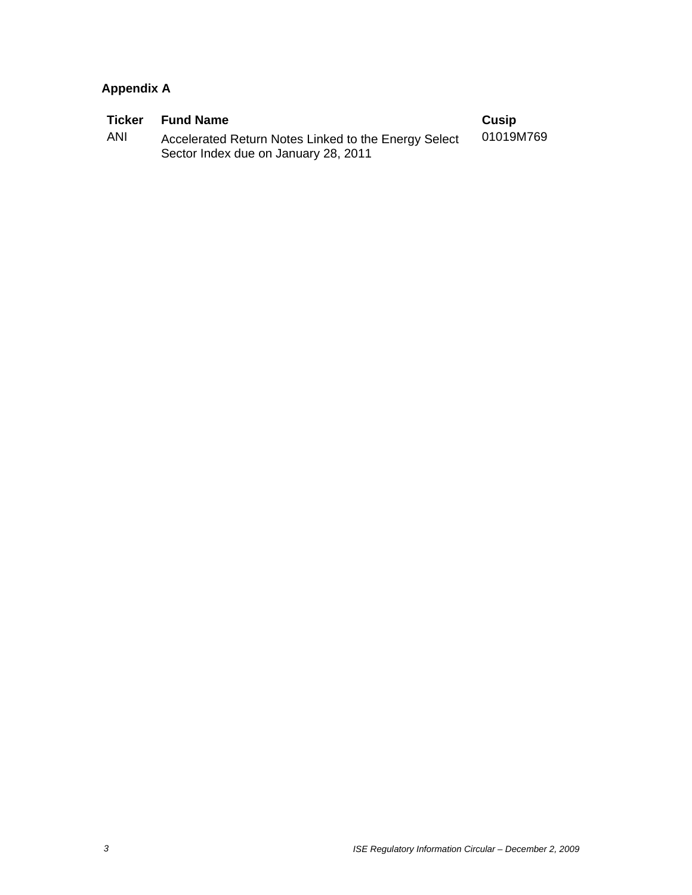## Appendix A

| Ticker | Fund Name | Cusip |
| --- | --- | --- |
| ANI | Accelerated Return Notes Linked to the Energy Select Sector Index due on January 28, 2011 | 01019M769 |